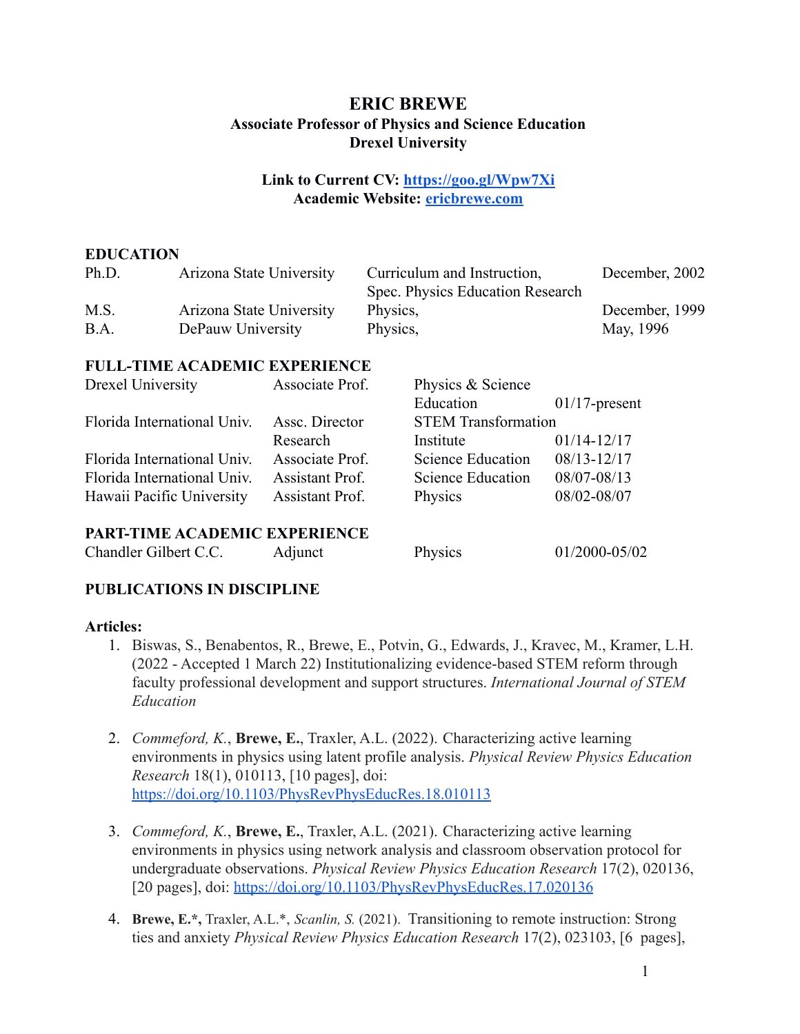# ERIC BREWE

**Associate Professor of Physics and Science Education**
**Drexel University**

**Link to Current CV: [https://goo.gl/Wpw7Xi](https://goo.gl/Wpw7Xi)**
**Academic Website: [ericbrewe.com](ericbrewe.com)**

## EDUCATION

| | | | |
|---|---|---|---|
| Ph.D. | Arizona State University | Curriculum and Instruction, Spec. Physics Education Research | December, 2002 |
| M.S. | Arizona State University | Physics, | December, 1999 |
| B.A. | DePauw University | Physics, | May, 1996 |

## FULL-TIME ACADEMIC EXPERIENCE

| | | | |
|---|---|---|---|
| Drexel University | Associate Prof. | Physics & Science Education | 01/17-present |
| Florida International Univ. | Assc. Director Research | STEM Transformation Institute | 01/14-12/17 |
| Florida International Univ. | Associate Prof. | Science Education | 08/13-12/17 |
| Florida International Univ. | Assistant Prof. | Science Education | 08/07-08/13 |
| Hawaii Pacific University | Assistant Prof. | Physics | 08/02-08/07 |

## PART-TIME ACADEMIC EXPERIENCE

| | | | |
|---|---|---|---|
| Chandler Gilbert C.C. | Adjunct | Physics | 01/2000-05/02 |

## PUBLICATIONS IN DISCIPLINE

### Articles:

1. Biswas, S., Benabentos, R., Brewe, E., Potvin, G., Edwards, J., Kravec, M., Kramer, L.H. (2022 - Accepted 1 March 22) Institutionalizing evidence-based STEM reform through faculty professional development and support structures. *International Journal of STEM Education*

2. *Commeford, K.*, **Brewe, E.**, Traxler, A.L. (2022). Characterizing active learning environments in physics using latent profile analysis. *Physical Review Physics Education Research* 18(1), 010113, [10 pages], doi: [https://doi.org/10.1103/PhysRevPhysEducRes.18.010113](https://doi.org/10.1103/PhysRevPhysEducRes.18.010113)

3. *Commeford, K.*, **Brewe, E.**, Traxler, A.L. (2021). Characterizing active learning environments in physics using network analysis and classroom observation protocol for undergraduate observations. *Physical Review Physics Education Research* 17(2), 020136, [20 pages], doi: [https://doi.org/10.1103/PhysRevPhysEducRes.17.020136](https://doi.org/10.1103/PhysRevPhysEducRes.17.020136)

4. **Brewe, E.\***, Traxler, A.L.\*, *Scanlin, S.* (2021). Transitioning to remote instruction: Strong ties and anxiety *Physical Review Physics Education Research* 17(2), 023103, [6 pages],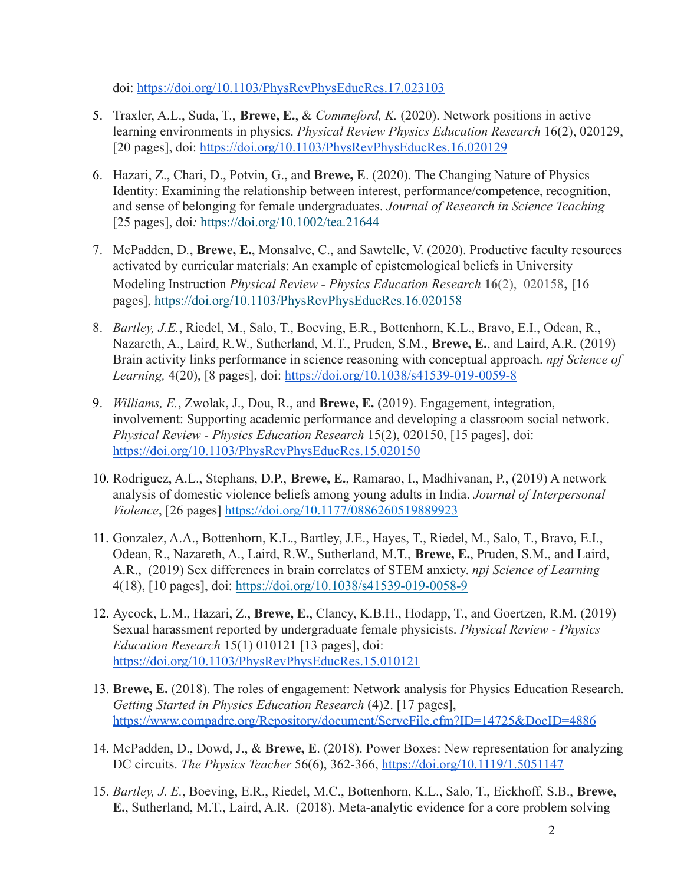doi: https://doi.org/10.1103/PhysRevPhysEducRes.17.023103

5. Traxler, A.L., Suda, T., **Brewe, E.**, & *Commeford, K.* (2020). Network positions in active learning environments in physics. *Physical Review Physics Education Research* 16(2), 020129, [20 pages], doi: https://doi.org/10.1103/PhysRevPhysEducRes.16.020129

6. Hazari, Z., Chari, D., Potvin, G., and **Brewe, E**. (2020). The Changing Nature of Physics Identity: Examining the relationship between interest, performance/competence, recognition, and sense of belonging for female undergraduates. *Journal of Research in Science Teaching* [25 pages], doi*:* https://doi.org/10.1002/tea.21644

7. McPadden, D., **Brewe, E.**, Monsalve, C., and Sawtelle, V. (2020). Productive faculty resources activated by curricular materials: An example of epistemological beliefs in University Modeling Instruction *Physical Review - Physics Education Research* **16**(2), 020158**,** [16 pages], https://doi.org/10.1103/PhysRevPhysEducRes.16.020158

8. *Bartley, J.E.*, Riedel, M., Salo, T., Boeving, E.R., Bottenhorn, K.L., Bravo, E.I., Odean, R., Nazareth, A., Laird, R.W., Sutherland, M.T., Pruden, S.M., **Brewe, E.**, and Laird, A.R. (2019) Brain activity links performance in science reasoning with conceptual approach. *npj Science of Learning,* 4(20), [8 pages], doi: https://doi.org/10.1038/s41539-019-0059-8

9. *Williams, E.*, Zwolak, J., Dou, R., and **Brewe, E.** (2019). Engagement, integration, involvement: Supporting academic performance and developing a classroom social network. *Physical Review - Physics Education Research* 15(2), 020150, [15 pages], doi: https://doi.org/10.1103/PhysRevPhysEducRes.15.020150

10. Rodriguez, A.L., Stephans, D.P., **Brewe, E.**, Ramarao, I., Madhivanan, P., (2019) A network analysis of domestic violence beliefs among young adults in India. *Journal of Interpersonal Violence*, [26 pages] https://doi.org/10.1177/0886260519889923

11. Gonzalez, A.A., Bottenhorn, K.L., Bartley, J.E., Hayes, T., Riedel, M., Salo, T., Bravo, E.I., Odean, R., Nazareth, A., Laird, R.W., Sutherland, M.T., **Brewe, E.**, Pruden, S.M., and Laird, A.R., (2019) Sex differences in brain correlates of STEM anxiety. *npj Science of Learning* 4(18), [10 pages], doi: https://doi.org/10.1038/s41539-019-0058-9

12. Aycock, L.M., Hazari, Z., **Brewe, E.**, Clancy, K.B.H., Hodapp, T., and Goertzen, R.M. (2019) Sexual harassment reported by undergraduate female physicists. *Physical Review - Physics Education Research* 15(1) 010121 [13 pages], doi: https://doi.org/10.1103/PhysRevPhysEducRes.15.010121

13. **Brewe, E.** (2018). The roles of engagement: Network analysis for Physics Education Research. *Getting Started in Physics Education Research* (4)2. [17 pages], https://www.compadre.org/Repository/document/ServeFile.cfm?ID=14725&DocID=4886

14. McPadden, D., Dowd, J., & **Brewe, E**. (2018). Power Boxes: New representation for analyzing DC circuits. *The Physics Teacher* 56(6), 362-366, https://doi.org/10.1119/1.5051147

15. *Bartley, J. E.*, Boeving, E.R., Riedel, M.C., Bottenhorn, K.L., Salo, T., Eickhoff, S.B., **Brewe, E.**, Sutherland, M.T., Laird, A.R. (2018). Meta-analytic evidence for a core problem solving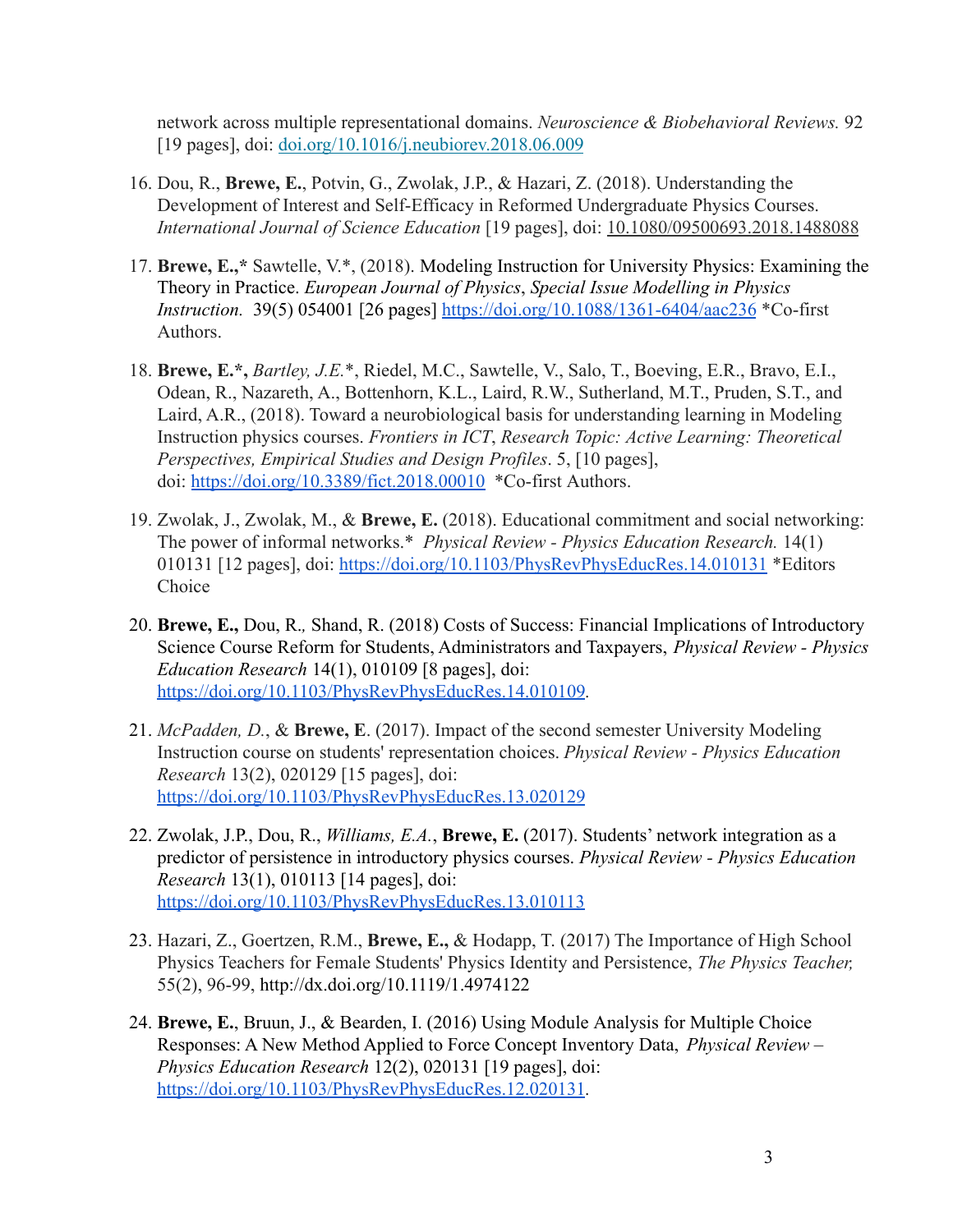network across multiple representational domains. *Neuroscience & Biobehavioral Reviews.* 92 [19 pages], doi: [doi.org/10.1016/j.neubiorev.2018.06.009](https://doi.org/10.1016/j.neubiorev.2018.06.009)

16. Dou, R., **Brewe, E.**, Potvin, G., Zwolak, J.P., & Hazari, Z. (2018). Understanding the Development of Interest and Self-Efficacy in Reformed Undergraduate Physics Courses. *International Journal of Science Education* [19 pages], doi: 10.1080/09500693.2018.1488088

17. **Brewe, E.,*** Sawtelle, V.*, (2018). Modeling Instruction for University Physics: Examining the Theory in Practice. *European Journal of Physics*, *Special Issue Modelling in Physics Instruction.* 39(5) 054001 [26 pages] https://doi.org/10.1088/1361-6404/aac236 *Co-first Authors.

18. **Brewe, E.*,** *Bartley, J.E.**, Riedel, M.C., Sawtelle, V., Salo, T., Boeving, E.R., Bravo, E.I., Odean, R., Nazareth, A., Bottenhorn, K.L., Laird, R.W., Sutherland, M.T., Pruden, S.T., and Laird, A.R., (2018). Toward a neurobiological basis for understanding learning in Modeling Instruction physics courses. *Frontiers in ICT*, *Research Topic: Active Learning: Theoretical Perspectives, Empirical Studies and Design Profiles*. 5, [10 pages], doi: https://doi.org/10.3389/fict.2018.00010 *Co-first Authors.

19. Zwolak, J., Zwolak, M., & **Brewe, E.** (2018). Educational commitment and social networking: The power of informal networks.* *Physical Review - Physics Education Research.* 14(1) 010131 [12 pages], doi: https://doi.org/10.1103/PhysRevPhysEducRes.14.010131 *Editors Choice

20. **Brewe, E.,** Dou, R., Shand, R. (2018) Costs of Success: Financial Implications of Introductory Science Course Reform for Students, Administrators and Taxpayers, *Physical Review - Physics Education Research* 14(1), 010109 [8 pages], doi: https://doi.org/10.1103/PhysRevPhysEducRes.14.010109.

21. *McPadden, D.*, & **Brewe, E**. (2017). Impact of the second semester University Modeling Instruction course on students' representation choices. *Physical Review - Physics Education Research* 13(2), 020129 [15 pages], doi: https://doi.org/10.1103/PhysRevPhysEducRes.13.020129

22. Zwolak, J.P., Dou, R., *Williams, E.A.*, **Brewe, E.** (2017). Students' network integration as a predictor of persistence in introductory physics courses. *Physical Review - Physics Education Research* 13(1), 010113 [14 pages], doi: https://doi.org/10.1103/PhysRevPhysEducRes.13.010113

23. Hazari, Z., Goertzen, R.M., **Brewe, E.,** & Hodapp, T. (2017) The Importance of High School Physics Teachers for Female Students' Physics Identity and Persistence, *The Physics Teacher,* 55(2), 96-99, http://dx.doi.org/10.1119/1.4974122

24. **Brewe, E.**, Bruun, J., & Bearden, I. (2016) Using Module Analysis for Multiple Choice Responses: A New Method Applied to Force Concept Inventory Data, *Physical Review – Physics Education Research* 12(2), 020131 [19 pages], doi: https://doi.org/10.1103/PhysRevPhysEducRes.12.020131.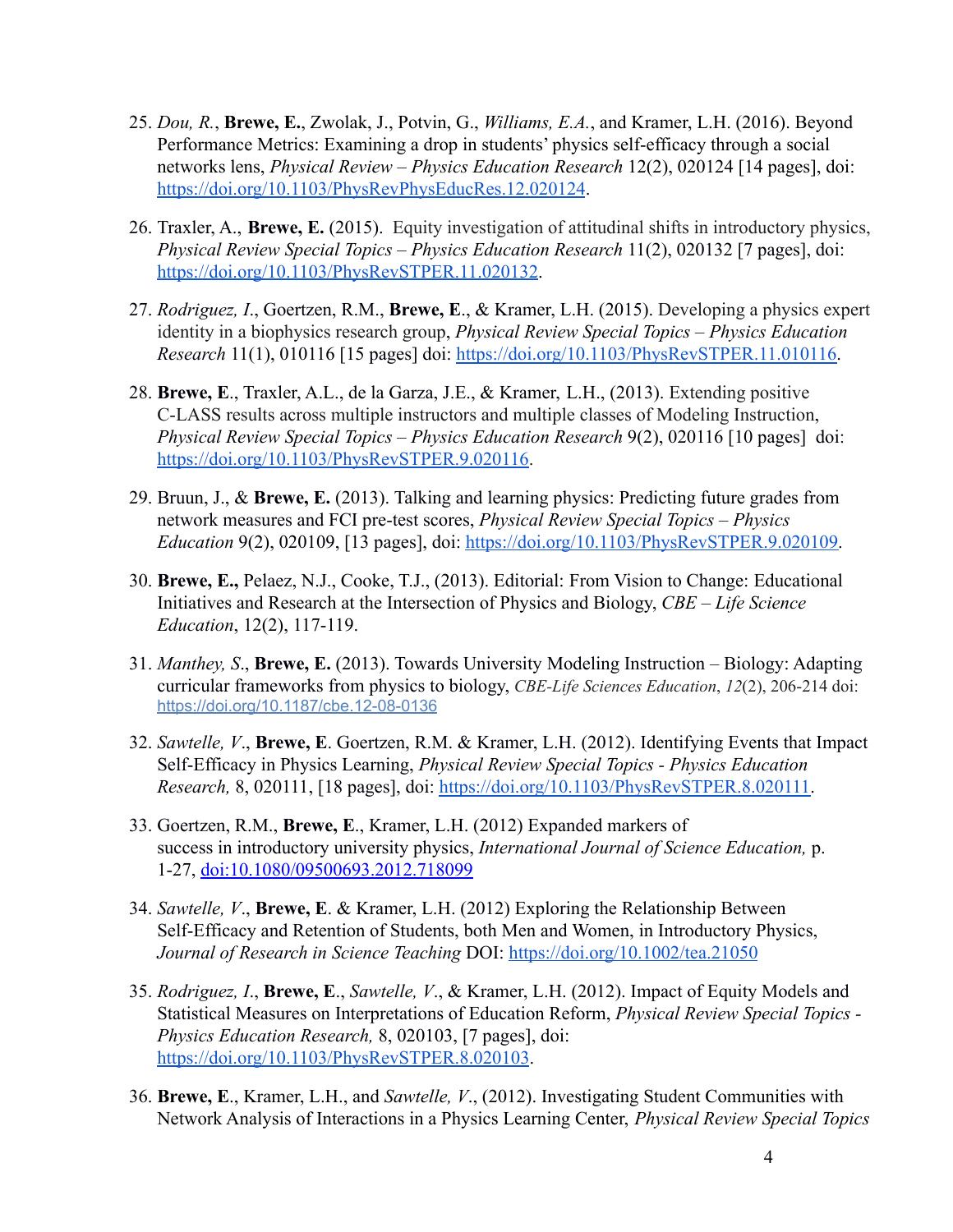25. *Dou, R.*, **Brewe, E.**, Zwolak, J., Potvin, G., *Williams, E.A.*, and Kramer, L.H. (2016). Beyond Performance Metrics: Examining a drop in students' physics self-efficacy through a social networks lens, *Physical Review – Physics Education Research* 12(2), 020124 [14 pages], doi: https://doi.org/10.1103/PhysRevPhysEducRes.12.020124.

26. Traxler, A., **Brewe, E.** (2015). Equity investigation of attitudinal shifts in introductory physics, *Physical Review Special Topics – Physics Education Research* 11(2), 020132 [7 pages], doi: https://doi.org/10.1103/PhysRevSTPER.11.020132.

27. *Rodriguez, I.*, Goertzen, R.M., **Brewe, E.**, & Kramer, L.H. (2015). Developing a physics expert identity in a biophysics research group, *Physical Review Special Topics – Physics Education Research* 11(1), 010116 [15 pages] doi: https://doi.org/10.1103/PhysRevSTPER.11.010116.

28. **Brewe, E.**, Traxler, A.L., de la Garza, J.E., & Kramer, L.H., (2013). Extending positive C-LASS results across multiple instructors and multiple classes of Modeling Instruction, *Physical Review Special Topics – Physics Education Research* 9(2), 020116 [10 pages] doi: https://doi.org/10.1103/PhysRevSTPER.9.020116.

29. Bruun, J., & **Brewe, E.** (2013). Talking and learning physics: Predicting future grades from network measures and FCI pre-test scores, *Physical Review Special Topics – Physics Education* 9(2), 020109, [13 pages], doi: https://doi.org/10.1103/PhysRevSTPER.9.020109.

30. **Brewe, E.,** Pelaez, N.J., Cooke, T.J., (2013). Editorial: From Vision to Change: Educational Initiatives and Research at the Intersection of Physics and Biology, *CBE – Life Science Education*, 12(2), 117-119.

31. *Manthey, S*., **Brewe, E.** (2013). Towards University Modeling Instruction – Biology: Adapting curricular frameworks from physics to biology, *CBE-Life Sciences Education*, *12*(2), 206-214 doi: https://doi.org/10.1187/cbe.12-08-0136

32. *Sawtelle, V*., **Brewe, E**. Goertzen, R.M. & Kramer, L.H. (2012). Identifying Events that Impact Self-Efficacy in Physics Learning, *Physical Review Special Topics - Physics Education Research,* 8, 020111, [18 pages], doi: https://doi.org/10.1103/PhysRevSTPER.8.020111.

33. Goertzen, R.M., **Brewe, E**., Kramer, L.H. (2012) Expanded markers of success in introductory university physics, *International Journal of Science Education,* p. 1-27, doi:10.1080/09500693.2012.718099

34. *Sawtelle, V*., **Brewe, E**. & Kramer, L.H. (2012) Exploring the Relationship Between Self-Efficacy and Retention of Students, both Men and Women, in Introductory Physics, *Journal of Research in Science Teaching* DOI: https://doi.org/10.1002/tea.21050

35. *Rodriguez, I*., **Brewe, E**., *Sawtelle, V*., & Kramer, L.H. (2012). Impact of Equity Models and Statistical Measures on Interpretations of Education Reform, *Physical Review Special Topics - Physics Education Research,* 8, 020103, [7 pages], doi: https://doi.org/10.1103/PhysRevSTPER.8.020103.

36. **Brewe, E**., Kramer, L.H., and *Sawtelle, V*., (2012). Investigating Student Communities with Network Analysis of Interactions in a Physics Learning Center, *Physical Review Special Topics*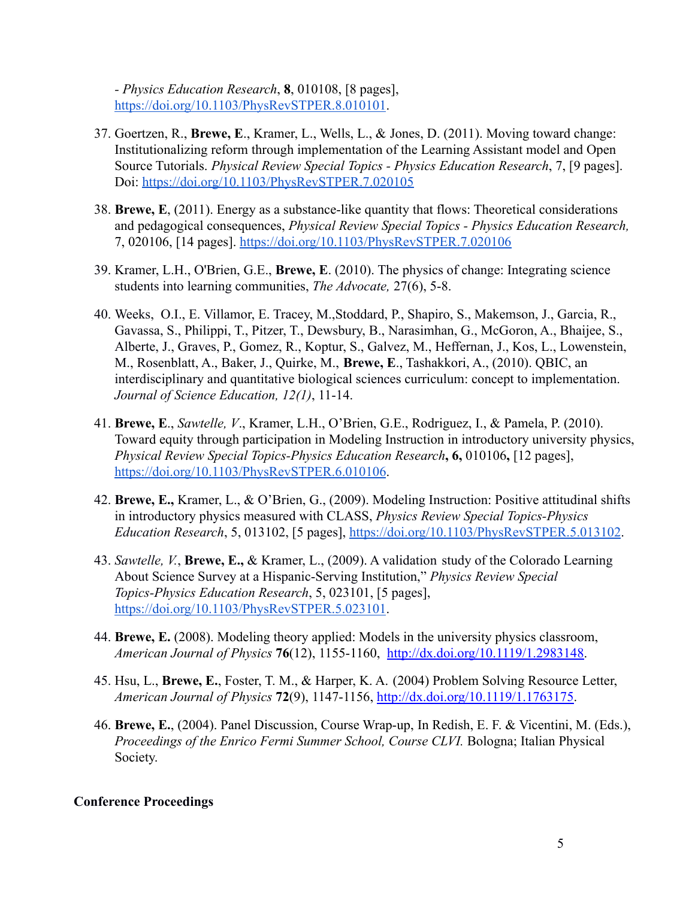\- *Physics Education Research*, **8**, 010108, [8 pages], https://doi.org/10.1103/PhysRevSTPER.8.010101.

37. Goertzen, R., **Brewe, E**., Kramer, L., Wells, L., & Jones, D. (2011). Moving toward change: Institutionalizing reform through implementation of the Learning Assistant model and Open Source Tutorials. *Physical Review Special Topics - Physics Education Research*, 7, [9 pages]. Doi: https://doi.org/10.1103/PhysRevSTPER.7.020105

38. **Brewe, E**, (2011). Energy as a substance-like quantity that flows: Theoretical considerations and pedagogical consequences, *Physical Review Special Topics - Physics Education Research,* 7, 020106, [14 pages]. https://doi.org/10.1103/PhysRevSTPER.7.020106

39. Kramer, L.H., O'Brien, G.E., **Brewe, E**. (2010). The physics of change: Integrating science students into learning communities, *The Advocate,* 27(6), 5-8.

40. Weeks, O.I., E. Villamor, E. Tracey, M.,Stoddard, P., Shapiro, S., Makemson, J., Garcia, R., Gavassa, S., Philippi, T., Pitzer, T., Dewsbury, B., Narasimhan, G., McGoron, A., Bhaijee, S., Alberte, J., Graves, P., Gomez, R., Koptur, S., Galvez, M., Heffernan, J., Kos, L., Lowenstein, M., Rosenblatt, A., Baker, J., Quirke, M., **Brewe, E**., Tashakkori, A., (2010). QBIC, an interdisciplinary and quantitative biological sciences curriculum: concept to implementation. *Journal of Science Education, 12(1)*, 11-14.

41. **Brewe, E**., *Sawtelle, V*., Kramer, L.H., O'Brien, G.E., Rodriguez, I., & Pamela, P. (2010). Toward equity through participation in Modeling Instruction in introductory university physics, *Physical Review Special Topics-Physics Education Research***, 6,** 010106**,** [12 pages], https://doi.org/10.1103/PhysRevSTPER.6.010106.

42. **Brewe, E.,** Kramer, L., & O'Brien, G., (2009). Modeling Instruction: Positive attitudinal shifts in introductory physics measured with CLASS, *Physics Review Special Topics-Physics Education Research*, 5, 013102, [5 pages], https://doi.org/10.1103/PhysRevSTPER.5.013102.

43. *Sawtelle, V.*, **Brewe, E.,** & Kramer, L., (2009). A validation study of the Colorado Learning About Science Survey at a Hispanic-Serving Institution," *Physics Review Special Topics-Physics Education Research*, 5, 023101, [5 pages], https://doi.org/10.1103/PhysRevSTPER.5.023101.

44. **Brewe, E.** (2008). Modeling theory applied: Models in the university physics classroom, *American Journal of Physics* **76**(12), 1155-1160, http://dx.doi.org/10.1119/1.2983148.

45. Hsu, L., **Brewe, E.**, Foster, T. M., & Harper, K. A. (2004) Problem Solving Resource Letter, *American Journal of Physics* **72**(9), 1147-1156, http://dx.doi.org/10.1119/1.1763175.

46. **Brewe, E.**, (2004). Panel Discussion, Course Wrap-up, In Redish, E. F. & Vicentini, M. (Eds.), *Proceedings of the Enrico Fermi Summer School, Course CLVI.* Bologna; Italian Physical Society.

**Conference Proceedings**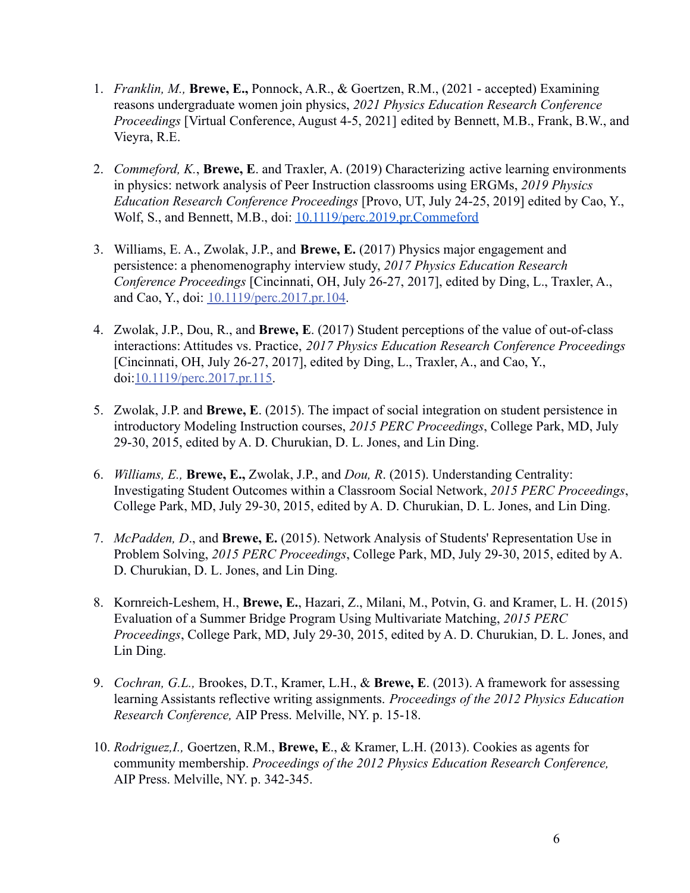1. *Franklin, M.,* **Brewe, E.,** Ponnock, A.R., & Goertzen, R.M., (2021 - accepted) Examining reasons undergraduate women join physics, *2021 Physics Education Research Conference Proceedings* [Virtual Conference, August 4-5, 2021] edited by Bennett, M.B., Frank, B.W., and Vieyra, R.E.

2. *Commeford, K.*, **Brewe, E**. and Traxler, A. (2019) Characterizing active learning environments in physics: network analysis of Peer Instruction classrooms using ERGMs, *2019 Physics Education Research Conference Proceedings* [Provo, UT, July 24-25, 2019] edited by Cao, Y., Wolf, S., and Bennett, M.B., doi: 10.1119/perc.2019.pr.Commeford

3. Williams, E. A., Zwolak, J.P., and **Brewe, E.** (2017) Physics major engagement and persistence: a phenomenography interview study, *2017 Physics Education Research Conference Proceedings* [Cincinnati, OH, July 26-27, 2017], edited by Ding, L., Traxler, A., and Cao, Y., doi: 10.1119/perc.2017.pr.104.

4. Zwolak, J.P., Dou, R., and **Brewe, E**. (2017) Student perceptions of the value of out-of-class interactions: Attitudes vs. Practice, *2017 Physics Education Research Conference Proceedings* [Cincinnati, OH, July 26-27, 2017], edited by Ding, L., Traxler, A., and Cao, Y., doi:10.1119/perc.2017.pr.115.

5. Zwolak, J.P. and **Brewe, E**. (2015). The impact of social integration on student persistence in introductory Modeling Instruction courses, *2015 PERC Proceedings*, College Park, MD, July 29-30, 2015, edited by A. D. Churukian, D. L. Jones, and Lin Ding.

6. *Williams, E.,* **Brewe, E.,** Zwolak, J.P., and *Dou, R*. (2015). Understanding Centrality: Investigating Student Outcomes within a Classroom Social Network, *2015 PERC Proceedings*, College Park, MD, July 29-30, 2015, edited by A. D. Churukian, D. L. Jones, and Lin Ding.

7. *McPadden, D*., and **Brewe, E.** (2015). Network Analysis of Students' Representation Use in Problem Solving, *2015 PERC Proceedings*, College Park, MD, July 29-30, 2015, edited by A. D. Churukian, D. L. Jones, and Lin Ding.

8. Kornreich-Leshem, H., **Brewe, E.**, Hazari, Z., Milani, M., Potvin, G. and Kramer, L. H. (2015) Evaluation of a Summer Bridge Program Using Multivariate Matching, *2015 PERC Proceedings*, College Park, MD, July 29-30, 2015, edited by A. D. Churukian, D. L. Jones, and Lin Ding.

9. *Cochran, G.L.,* Brookes, D.T., Kramer, L.H., & **Brewe, E**. (2013). A framework for assessing learning Assistants reflective writing assignments. *Proceedings of the 2012 Physics Education Research Conference,* AIP Press. Melville, NY. p. 15-18.

10. *Rodriguez,I.,* Goertzen, R.M., **Brewe, E**., & Kramer, L.H. (2013). Cookies as agents for community membership. *Proceedings of the 2012 Physics Education Research Conference,* AIP Press. Melville, NY. p. 342-345.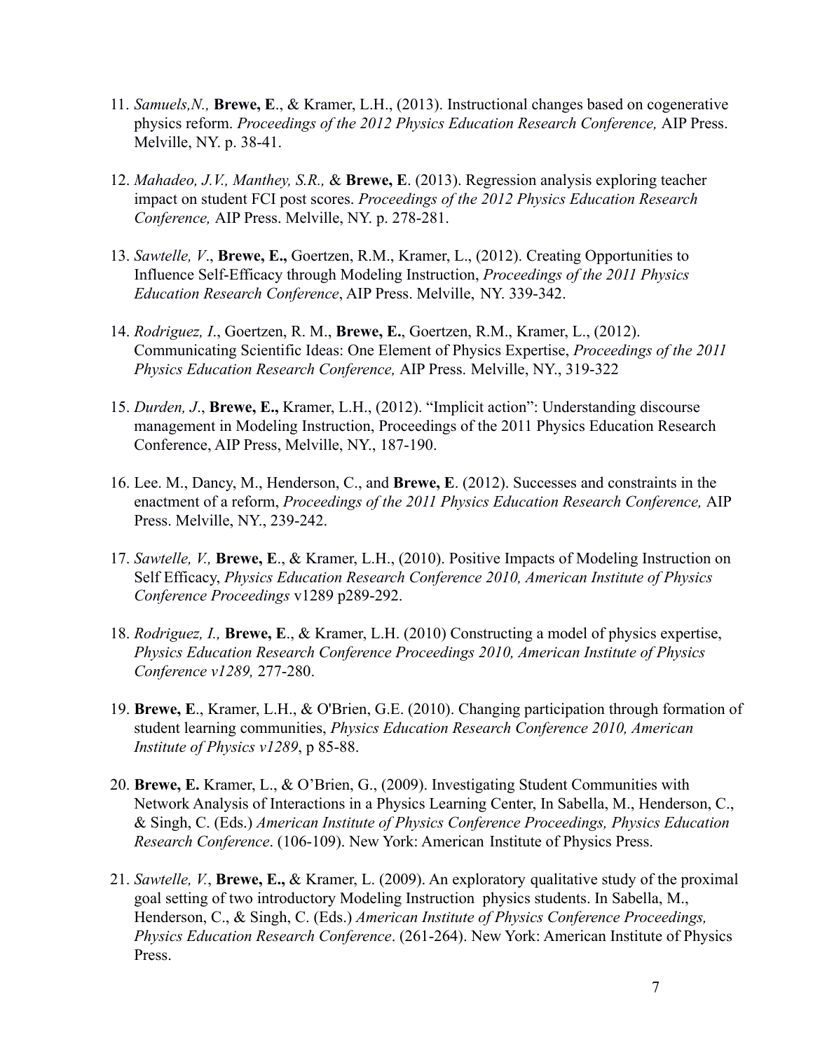11. *Samuels,N.,* **Brewe, E**., & Kramer, L.H., (2013). Instructional changes based on cogenerative physics reform. *Proceedings of the 2012 Physics Education Research Conference,* AIP Press. Melville, NY. p. 38-41.

12. *Mahadeo, J.V., Manthey, S.R.,* & **Brewe, E**. (2013). Regression analysis exploring teacher impact on student FCI post scores. *Proceedings of the 2012 Physics Education Research Conference,* AIP Press. Melville, NY. p. 278-281.

13. *Sawtelle, V*., **Brewe, E.,** Goertzen, R.M., Kramer, L., (2012). Creating Opportunities to Influence Self-Efficacy through Modeling Instruction, *Proceedings of the 2011 Physics Education Research Conference*, AIP Press. Melville, NY. 339-342.

14. *Rodriguez, I*., Goertzen, R. M., **Brewe, E.**, Goertzen, R.M., Kramer, L., (2012). Communicating Scientific Ideas: One Element of Physics Expertise, *Proceedings of the 2011 Physics Education Research Conference,* AIP Press. Melville, NY., 319-322

15. *Durden, J*., **Brewe, E.,** Kramer, L.H., (2012). "Implicit action": Understanding discourse management in Modeling Instruction, Proceedings of the 2011 Physics Education Research Conference, AIP Press, Melville, NY., 187-190.

16. Lee. M., Dancy, M., Henderson, C., and **Brewe, E**. (2012). Successes and constraints in the enactment of a reform, *Proceedings of the 2011 Physics Education Research Conference,* AIP Press. Melville, NY., 239-242.

17. *Sawtelle, V.,* **Brewe, E**., & Kramer, L.H., (2010). Positive Impacts of Modeling Instruction on Self Efficacy, *Physics Education Research Conference 2010, American Institute of Physics Conference Proceedings* v1289 p289-292.

18. *Rodriguez, I.,* **Brewe, E**., & Kramer, L.H. (2010) Constructing a model of physics expertise, *Physics Education Research Conference Proceedings 2010, American Institute of Physics Conference v1289,* 277-280.

19. **Brewe, E**., Kramer, L.H., & O'Brien, G.E. (2010). Changing participation through formation of student learning communities, *Physics Education Research Conference 2010, American Institute of Physics v1289*, p 85-88.

20. **Brewe, E.** Kramer, L., & O'Brien, G., (2009). Investigating Student Communities with Network Analysis of Interactions in a Physics Learning Center, In Sabella, M., Henderson, C., & Singh, C. (Eds.) *American Institute of Physics Conference Proceedings, Physics Education Research Conference*. (106-109). New York: American Institute of Physics Press.

21. *Sawtelle, V*., **Brewe, E.,** & Kramer, L. (2009). An exploratory qualitative study of the proximal goal setting of two introductory Modeling Instruction physics students. In Sabella, M., Henderson, C., & Singh, C. (Eds.) *American Institute of Physics Conference Proceedings, Physics Education Research Conference*. (261-264). New York: American Institute of Physics Press.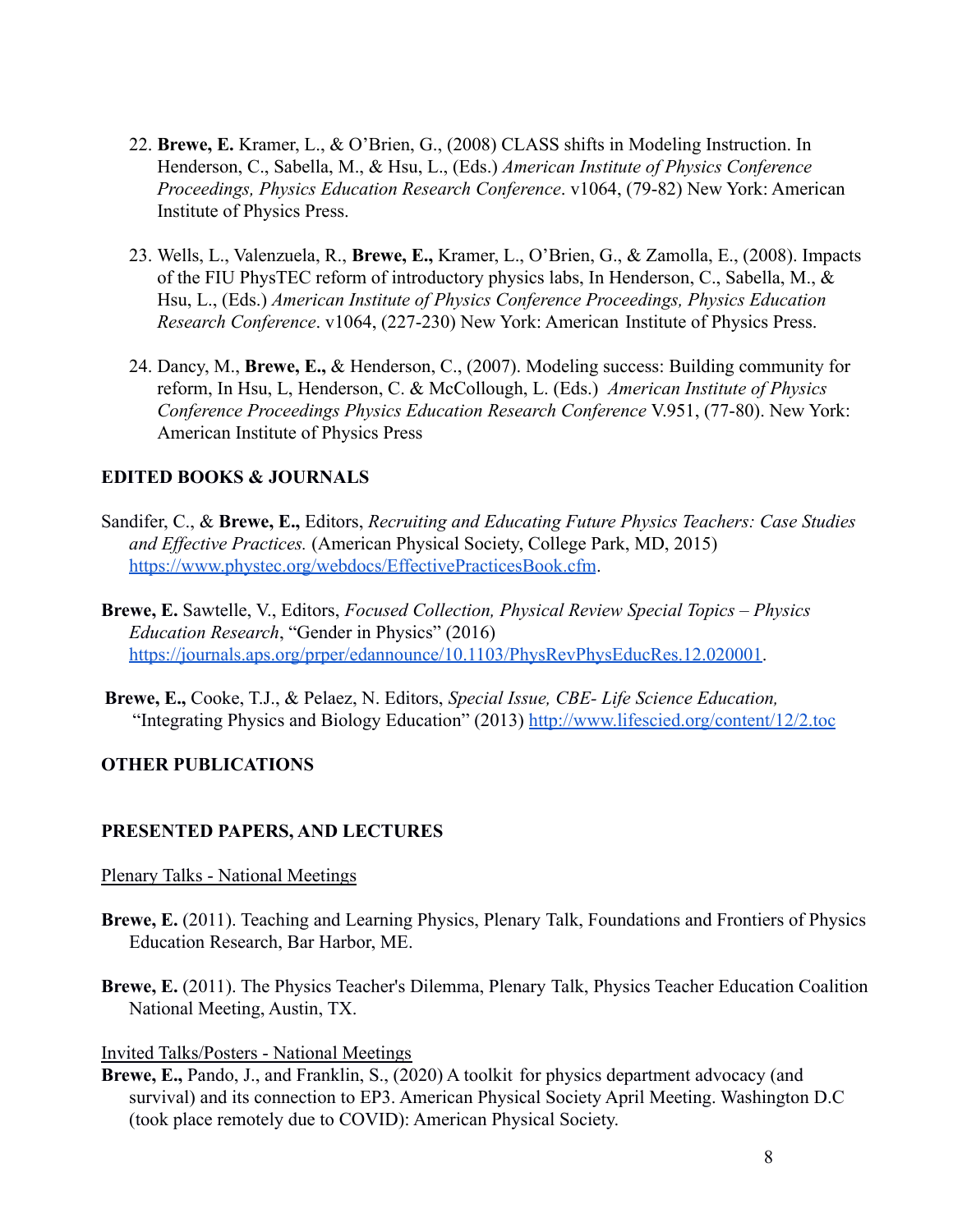22. **Brewe, E.** Kramer, L., & O'Brien, G., (2008) CLASS shifts in Modeling Instruction. In Henderson, C., Sabella, M., & Hsu, L., (Eds.) *American Institute of Physics Conference Proceedings, Physics Education Research Conference*. v1064, (79-82) New York: American Institute of Physics Press.

23. Wells, L., Valenzuela, R., **Brewe, E.,** Kramer, L., O'Brien, G., & Zamolla, E., (2008). Impacts of the FIU PhysTEC reform of introductory physics labs, In Henderson, C., Sabella, M., & Hsu, L., (Eds.) *American Institute of Physics Conference Proceedings, Physics Education Research Conference*. v1064, (227-230) New York: American Institute of Physics Press.

24. Dancy, M., **Brewe, E.,** & Henderson, C., (2007). Modeling success: Building community for reform, In Hsu, L, Henderson, C. & McCollough, L. (Eds.) *American Institute of Physics Conference Proceedings Physics Education Research Conference* V.951, (77-80). New York: American Institute of Physics Press

**EDITED BOOKS & JOURNALS**

Sandifer, C., & **Brewe, E.,** Editors, *Recruiting and Educating Future Physics Teachers: Case Studies and Effective Practices.* (American Physical Society, College Park, MD, 2015) https://www.phystec.org/webdocs/EffectivePracticesBook.cfm.

**Brewe, E.** Sawtelle, V., Editors, *Focused Collection, Physical Review Special Topics – Physics Education Research*, "Gender in Physics" (2016) https://journals.aps.org/prper/edannounce/10.1103/PhysRevPhysEducRes.12.020001.

**Brewe, E.,** Cooke, T.J., & Pelaez, N. Editors, *Special Issue, CBE- Life Science Education,* "Integrating Physics and Biology Education" (2013) http://www.lifescied.org/content/12/2.toc

**OTHER PUBLICATIONS**

**PRESENTED PAPERS, AND LECTURES**

Plenary Talks - National Meetings

**Brewe, E.** (2011). Teaching and Learning Physics, Plenary Talk, Foundations and Frontiers of Physics Education Research, Bar Harbor, ME.

**Brewe, E.** (2011). The Physics Teacher's Dilemma, Plenary Talk, Physics Teacher Education Coalition National Meeting, Austin, TX.

Invited Talks/Posters - National Meetings

**Brewe, E.,** Pando, J., and Franklin, S., (2020) A toolkit for physics department advocacy (and survival) and its connection to EP3. American Physical Society April Meeting. Washington D.C (took place remotely due to COVID): American Physical Society.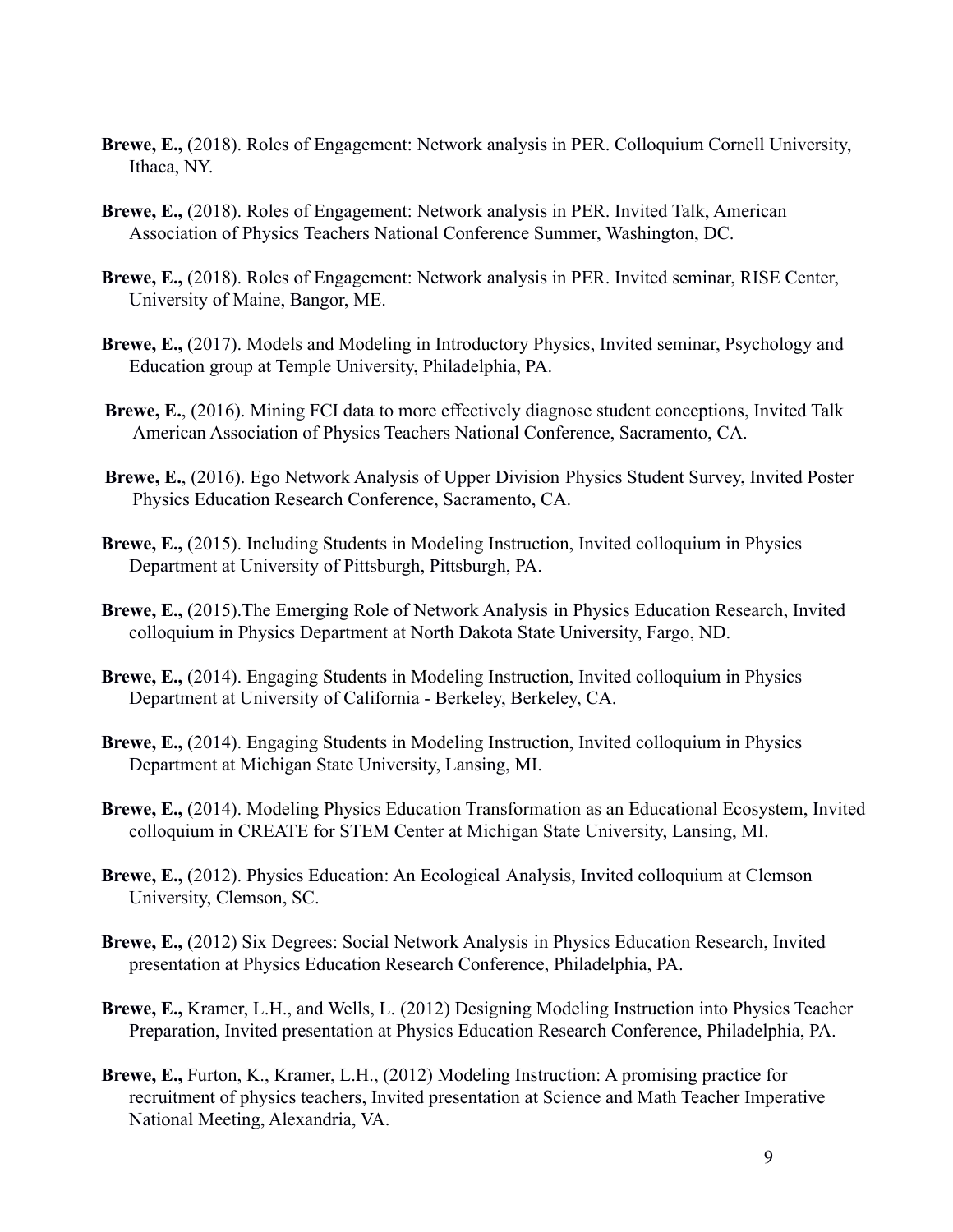**Brewe, E.,** (2018). Roles of Engagement: Network analysis in PER. Colloquium Cornell University, Ithaca, NY.

**Brewe, E.,** (2018). Roles of Engagement: Network analysis in PER. Invited Talk, American Association of Physics Teachers National Conference Summer, Washington, DC.

**Brewe, E.,** (2018). Roles of Engagement: Network analysis in PER. Invited seminar, RISE Center, University of Maine, Bangor, ME.

**Brewe, E.,** (2017). Models and Modeling in Introductory Physics, Invited seminar, Psychology and Education group at Temple University, Philadelphia, PA.

**Brewe, E.**, (2016). Mining FCI data to more effectively diagnose student conceptions, Invited Talk American Association of Physics Teachers National Conference, Sacramento, CA.

**Brewe, E.**, (2016). Ego Network Analysis of Upper Division Physics Student Survey, Invited Poster Physics Education Research Conference, Sacramento, CA.

**Brewe, E.,** (2015). Including Students in Modeling Instruction, Invited colloquium in Physics Department at University of Pittsburgh, Pittsburgh, PA.

**Brewe, E.,** (2015).The Emerging Role of Network Analysis in Physics Education Research, Invited colloquium in Physics Department at North Dakota State University, Fargo, ND.

**Brewe, E.,** (2014). Engaging Students in Modeling Instruction, Invited colloquium in Physics Department at University of California - Berkeley, Berkeley, CA.

**Brewe, E.,** (2014). Engaging Students in Modeling Instruction, Invited colloquium in Physics Department at Michigan State University, Lansing, MI.

**Brewe, E.,** (2014). Modeling Physics Education Transformation as an Educational Ecosystem, Invited colloquium in CREATE for STEM Center at Michigan State University, Lansing, MI.

**Brewe, E.,** (2012). Physics Education: An Ecological Analysis, Invited colloquium at Clemson University, Clemson, SC.

**Brewe, E.,** (2012) Six Degrees: Social Network Analysis in Physics Education Research, Invited presentation at Physics Education Research Conference, Philadelphia, PA.

**Brewe, E.,** Kramer, L.H., and Wells, L. (2012) Designing Modeling Instruction into Physics Teacher Preparation, Invited presentation at Physics Education Research Conference, Philadelphia, PA.

**Brewe, E.,** Furton, K., Kramer, L.H., (2012) Modeling Instruction: A promising practice for recruitment of physics teachers, Invited presentation at Science and Math Teacher Imperative National Meeting, Alexandria, VA.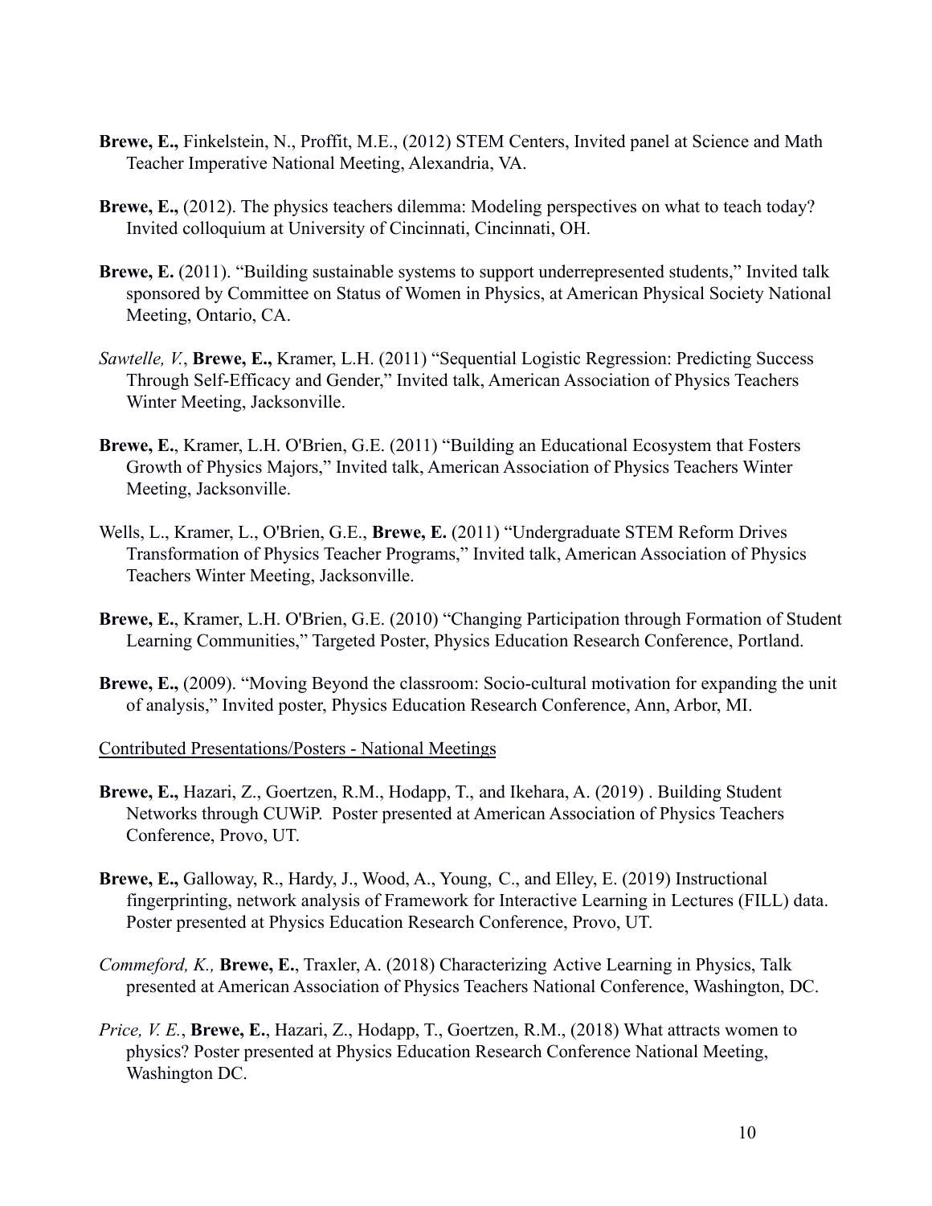**Brewe, E.,** Finkelstein, N., Proffit, M.E., (2012) STEM Centers, Invited panel at Science and Math Teacher Imperative National Meeting, Alexandria, VA.

**Brewe, E.,** (2012). The physics teachers dilemma: Modeling perspectives on what to teach today? Invited colloquium at University of Cincinnati, Cincinnati, OH.

**Brewe, E.** (2011). "Building sustainable systems to support underrepresented students," Invited talk sponsored by Committee on Status of Women in Physics, at American Physical Society National Meeting, Ontario, CA.

*Sawtelle, V.*, **Brewe, E.,** Kramer, L.H. (2011) "Sequential Logistic Regression: Predicting Success Through Self-Efficacy and Gender," Invited talk, American Association of Physics Teachers Winter Meeting, Jacksonville.

**Brewe, E.**, Kramer, L.H. O'Brien, G.E. (2011) "Building an Educational Ecosystem that Fosters Growth of Physics Majors," Invited talk, American Association of Physics Teachers Winter Meeting, Jacksonville.

Wells, L., Kramer, L., O'Brien, G.E., **Brewe, E.** (2011) "Undergraduate STEM Reform Drives Transformation of Physics Teacher Programs," Invited talk, American Association of Physics Teachers Winter Meeting, Jacksonville.

**Brewe, E.**, Kramer, L.H. O'Brien, G.E. (2010) "Changing Participation through Formation of Student Learning Communities," Targeted Poster, Physics Education Research Conference, Portland.

**Brewe, E.,** (2009). "Moving Beyond the classroom: Socio-cultural motivation for expanding the unit of analysis," Invited poster, Physics Education Research Conference, Ann, Arbor, MI.

<u>Contributed Presentations/Posters - National Meetings</u>

**Brewe, E.,** Hazari, Z., Goertzen, R.M., Hodapp, T., and Ikehara, A. (2019) . Building Student Networks through CUWiP. Poster presented at American Association of Physics Teachers Conference, Provo, UT.

**Brewe, E.,** Galloway, R., Hardy, J., Wood, A., Young, C., and Elley, E. (2019) Instructional fingerprinting, network analysis of Framework for Interactive Learning in Lectures (FILL) data. Poster presented at Physics Education Research Conference, Provo, UT.

*Commeford, K.,* **Brewe, E.**, Traxler, A. (2018) Characterizing Active Learning in Physics, Talk presented at American Association of Physics Teachers National Conference, Washington, DC.

*Price, V. E.*, **Brewe, E.**, Hazari, Z., Hodapp, T., Goertzen, R.M., (2018) What attracts women to physics? Poster presented at Physics Education Research Conference National Meeting, Washington DC.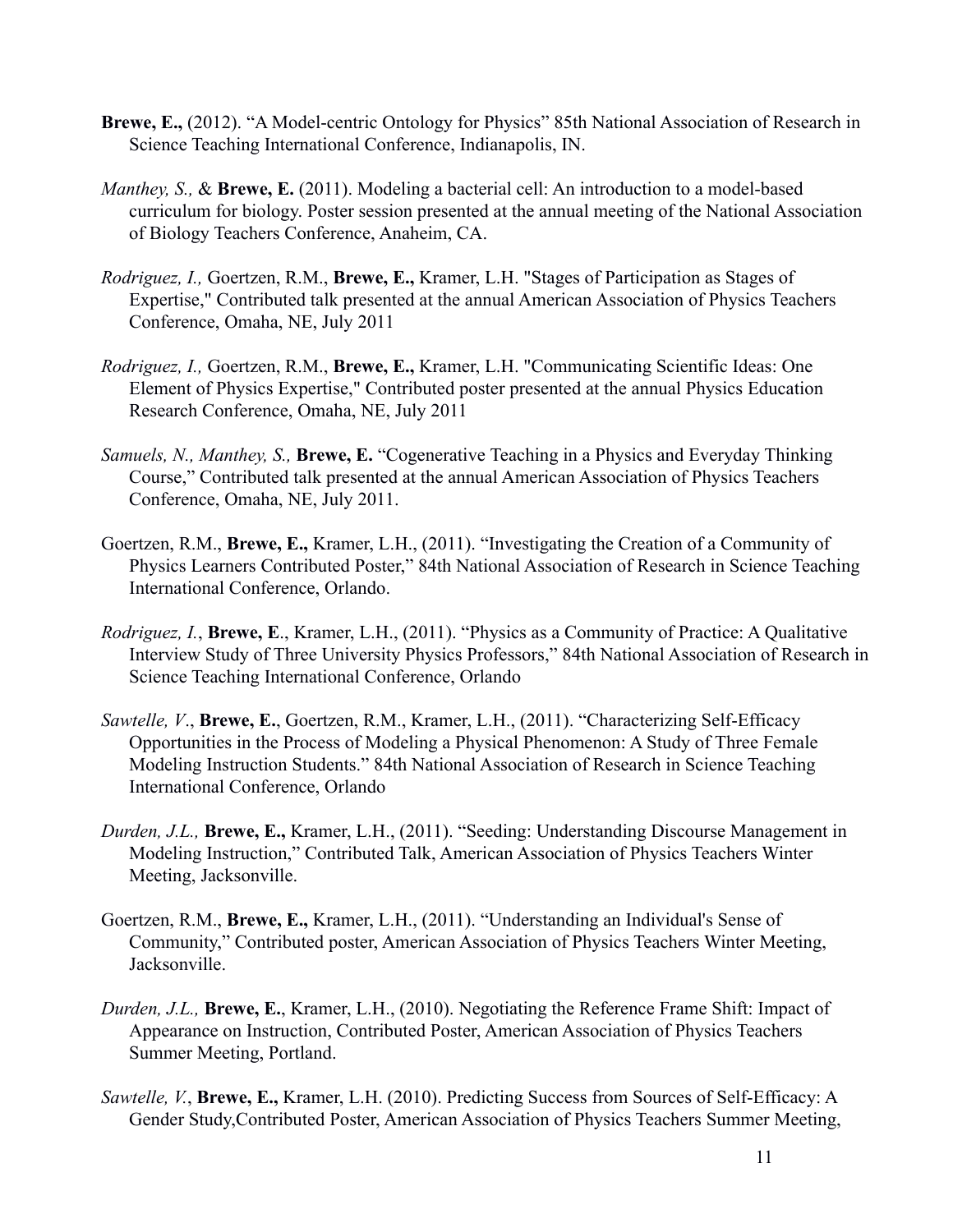**Brewe, E.,** (2012). "A Model-centric Ontology for Physics" 85th National Association of Research in Science Teaching International Conference, Indianapolis, IN.

*Manthey, S.,* & **Brewe, E.** (2011). Modeling a bacterial cell: An introduction to a model-based curriculum for biology. Poster session presented at the annual meeting of the National Association of Biology Teachers Conference, Anaheim, CA.

*Rodriguez, I.,* Goertzen, R.M., **Brewe, E.,** Kramer, L.H. "Stages of Participation as Stages of Expertise," Contributed talk presented at the annual American Association of Physics Teachers Conference, Omaha, NE, July 2011

*Rodriguez, I.,* Goertzen, R.M., **Brewe, E.,** Kramer, L.H. "Communicating Scientific Ideas: One Element of Physics Expertise," Contributed poster presented at the annual Physics Education Research Conference, Omaha, NE, July 2011

*Samuels, N., Manthey, S.,* **Brewe, E.** "Cogenerative Teaching in a Physics and Everyday Thinking Course," Contributed talk presented at the annual American Association of Physics Teachers Conference, Omaha, NE, July 2011.

Goertzen, R.M., **Brewe, E.,** Kramer, L.H., (2011). "Investigating the Creation of a Community of Physics Learners Contributed Poster," 84th National Association of Research in Science Teaching International Conference, Orlando.

*Rodriguez, I.*, **Brewe, E**., Kramer, L.H., (2011). "Physics as a Community of Practice: A Qualitative Interview Study of Three University Physics Professors," 84th National Association of Research in Science Teaching International Conference, Orlando

*Sawtelle, V*., **Brewe, E.**, Goertzen, R.M., Kramer, L.H., (2011). "Characterizing Self-Efficacy Opportunities in the Process of Modeling a Physical Phenomenon: A Study of Three Female Modeling Instruction Students." 84th National Association of Research in Science Teaching International Conference, Orlando

*Durden, J.L.,* **Brewe, E.,** Kramer, L.H., (2011). "Seeding: Understanding Discourse Management in Modeling Instruction," Contributed Talk, American Association of Physics Teachers Winter Meeting, Jacksonville.

Goertzen, R.M., **Brewe, E.,** Kramer, L.H., (2011). "Understanding an Individual's Sense of Community," Contributed poster, American Association of Physics Teachers Winter Meeting, Jacksonville.

*Durden, J.L.,* **Brewe, E.**, Kramer, L.H., (2010). Negotiating the Reference Frame Shift: Impact of Appearance on Instruction, Contributed Poster, American Association of Physics Teachers Summer Meeting, Portland.

*Sawtelle, V.*, **Brewe, E.,** Kramer, L.H. (2010). Predicting Success from Sources of Self-Efficacy: A Gender Study,Contributed Poster, American Association of Physics Teachers Summer Meeting,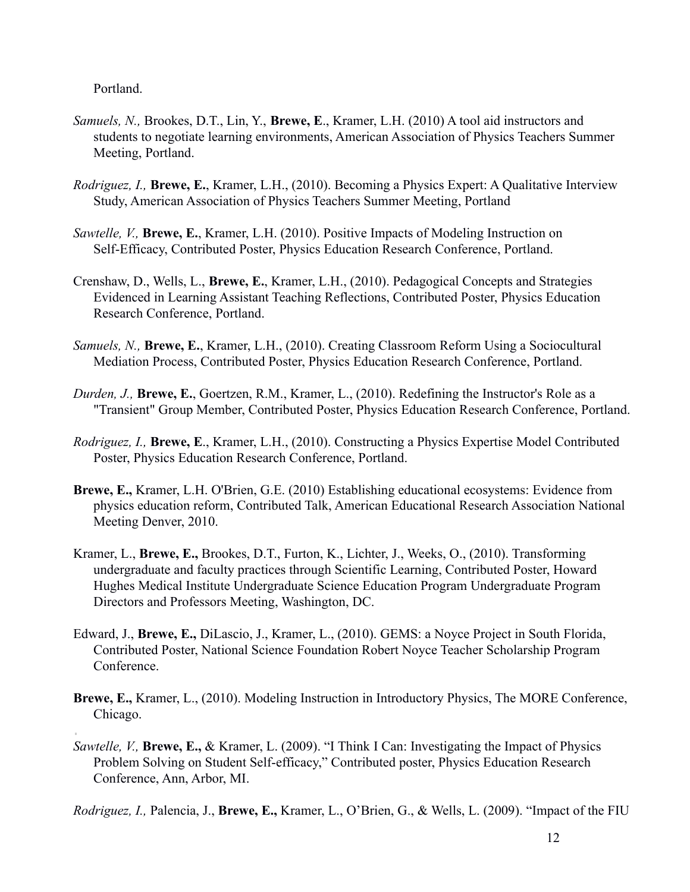Portland.

*Samuels, N.,* Brookes, D.T., Lin, Y., **Brewe, E**., Kramer, L.H. (2010) A tool aid instructors and students to negotiate learning environments, American Association of Physics Teachers Summer Meeting, Portland.

*Rodriguez, I.,* **Brewe, E.**, Kramer, L.H., (2010). Becoming a Physics Expert: A Qualitative Interview Study, American Association of Physics Teachers Summer Meeting, Portland

*Sawtelle, V.,* **Brewe, E.**, Kramer, L.H. (2010). Positive Impacts of Modeling Instruction on Self-Efficacy, Contributed Poster, Physics Education Research Conference, Portland.

Crenshaw, D., Wells, L., **Brewe, E.**, Kramer, L.H., (2010). Pedagogical Concepts and Strategies Evidenced in Learning Assistant Teaching Reflections, Contributed Poster, Physics Education Research Conference, Portland.

*Samuels, N.,* **Brewe, E.**, Kramer, L.H., (2010). Creating Classroom Reform Using a Sociocultural Mediation Process, Contributed Poster, Physics Education Research Conference, Portland.

*Durden, J.,* **Brewe, E.**, Goertzen, R.M., Kramer, L., (2010). Redefining the Instructor's Role as a "Transient" Group Member, Contributed Poster, Physics Education Research Conference, Portland.

*Rodriguez, I.,* **Brewe, E**., Kramer, L.H., (2010). Constructing a Physics Expertise Model Contributed Poster, Physics Education Research Conference, Portland.

**Brewe, E.,** Kramer, L.H. O'Brien, G.E. (2010) Establishing educational ecosystems: Evidence from physics education reform, Contributed Talk, American Educational Research Association National Meeting Denver, 2010.

Kramer, L., **Brewe, E.,** Brookes, D.T., Furton, K., Lichter, J., Weeks, O., (2010). Transforming undergraduate and faculty practices through Scientific Learning, Contributed Poster, Howard Hughes Medical Institute Undergraduate Science Education Program Undergraduate Program Directors and Professors Meeting, Washington, DC.

Edward, J., **Brewe, E.,** DiLascio, J., Kramer, L., (2010). GEMS: a Noyce Project in South Florida, Contributed Poster, National Science Foundation Robert Noyce Teacher Scholarship Program Conference.

**Brewe, E.,** Kramer, L., (2010). Modeling Instruction in Introductory Physics, The MORE Conference, Chicago.

*Sawtelle, V.,* **Brewe, E.,** & Kramer, L. (2009). "I Think I Can: Investigating the Impact of Physics Problem Solving on Student Self-efficacy," Contributed poster, Physics Education Research Conference, Ann, Arbor, MI.

*Rodriguez, I.,* Palencia, J., **Brewe, E.,** Kramer, L., O'Brien, G., & Wells, L. (2009). "Impact of the FIU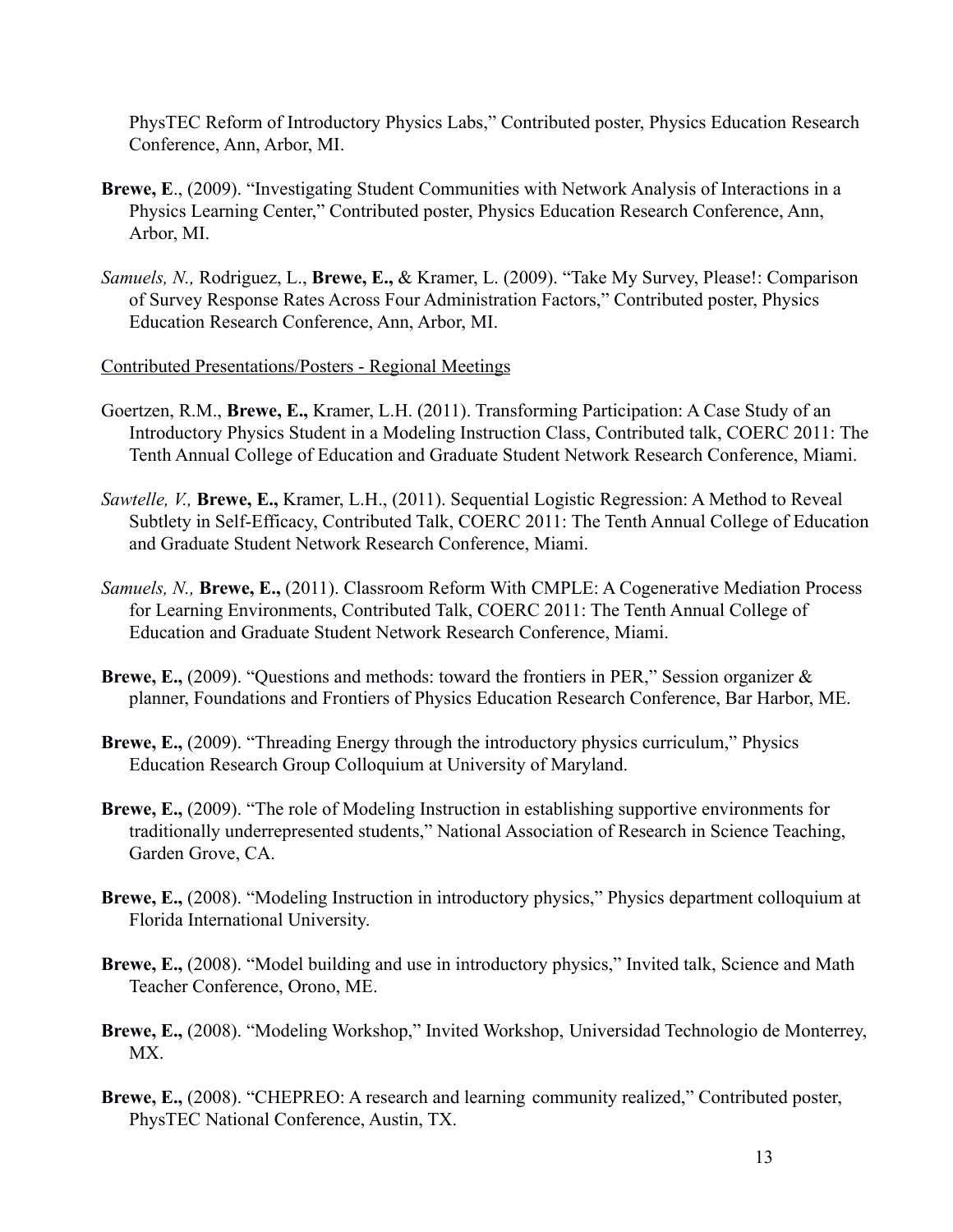PhysTEC Reform of Introductory Physics Labs," Contributed poster, Physics Education Research Conference, Ann, Arbor, MI.

**Brewe, E**., (2009). "Investigating Student Communities with Network Analysis of Interactions in a Physics Learning Center," Contributed poster, Physics Education Research Conference, Ann, Arbor, MI.

*Samuels, N.,* Rodriguez, L., **Brewe, E.,** & Kramer, L. (2009). "Take My Survey, Please!: Comparison of Survey Response Rates Across Four Administration Factors," Contributed poster, Physics Education Research Conference, Ann, Arbor, MI.

<u>Contributed Presentations/Posters - Regional Meetings</u>

Goertzen, R.M., **Brewe, E.,** Kramer, L.H. (2011). Transforming Participation: A Case Study of an Introductory Physics Student in a Modeling Instruction Class, Contributed talk, COERC 2011: The Tenth Annual College of Education and Graduate Student Network Research Conference, Miami.

*Sawtelle, V.,* **Brewe, E.,** Kramer, L.H., (2011). Sequential Logistic Regression: A Method to Reveal Subtlety in Self-Efficacy, Contributed Talk, COERC 2011: The Tenth Annual College of Education and Graduate Student Network Research Conference, Miami.

*Samuels, N.,* **Brewe, E.,** (2011). Classroom Reform With CMPLE: A Cogenerative Mediation Process for Learning Environments, Contributed Talk, COERC 2011: The Tenth Annual College of Education and Graduate Student Network Research Conference, Miami.

**Brewe, E.,** (2009). "Questions and methods: toward the frontiers in PER," Session organizer & planner, Foundations and Frontiers of Physics Education Research Conference, Bar Harbor, ME.

**Brewe, E.,** (2009). "Threading Energy through the introductory physics curriculum," Physics Education Research Group Colloquium at University of Maryland.

**Brewe, E.,** (2009). "The role of Modeling Instruction in establishing supportive environments for traditionally underrepresented students," National Association of Research in Science Teaching, Garden Grove, CA.

**Brewe, E.,** (2008). "Modeling Instruction in introductory physics," Physics department colloquium at Florida International University.

**Brewe, E.,** (2008). "Model building and use in introductory physics," Invited talk, Science and Math Teacher Conference, Orono, ME.

**Brewe, E.,** (2008). "Modeling Workshop," Invited Workshop, Universidad Technologio de Monterrey, MX.

**Brewe, E.,** (2008). "CHEPREO: A research and learning community realized," Contributed poster, PhysTEC National Conference, Austin, TX.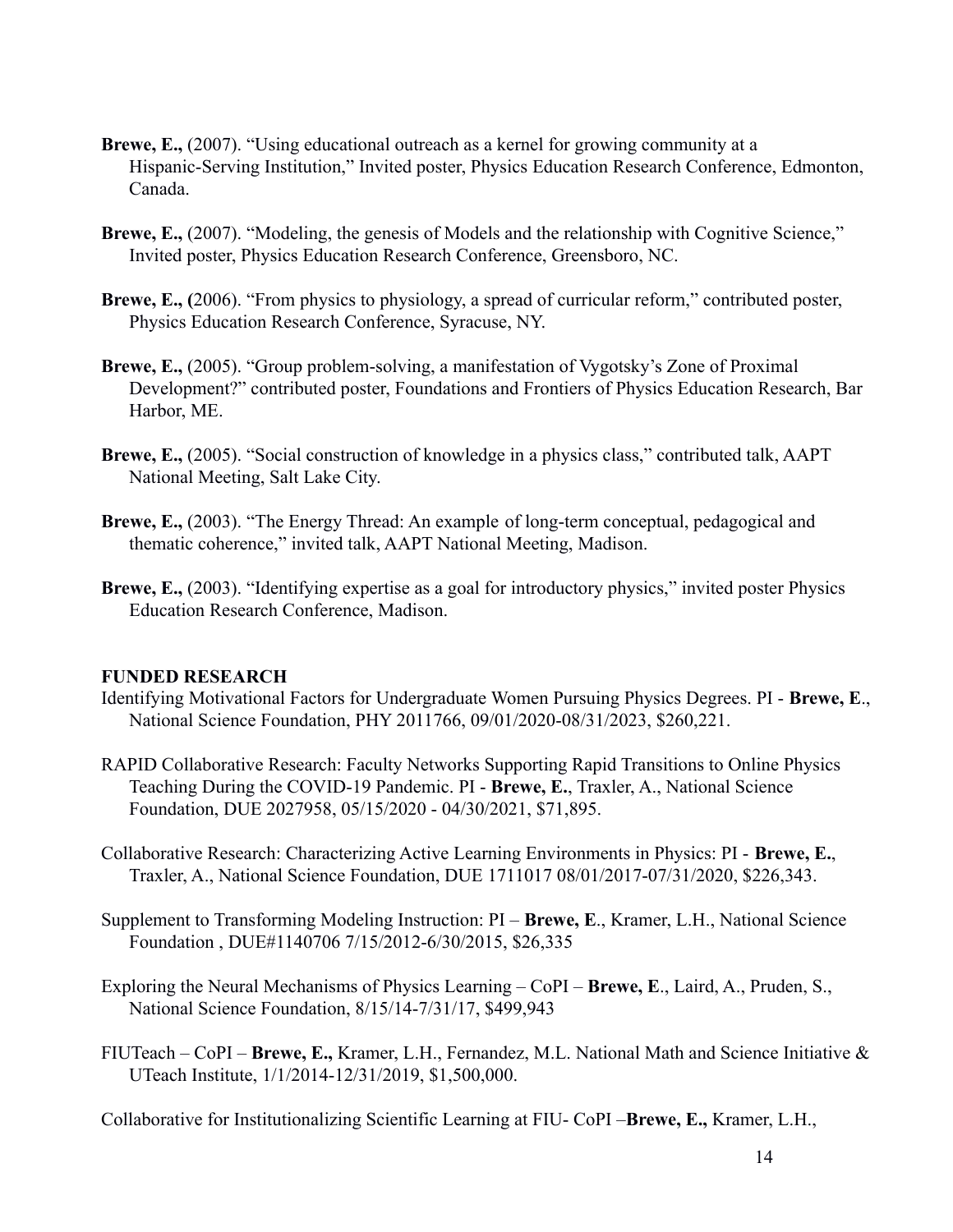**Brewe, E.,** (2007). “Using educational outreach as a kernel for growing community at a Hispanic-Serving Institution,” Invited poster, Physics Education Research Conference, Edmonton, Canada.

**Brewe, E.,** (2007). “Modeling, the genesis of Models and the relationship with Cognitive Science,” Invited poster, Physics Education Research Conference, Greensboro, NC.

**Brewe, E., (**2006). “From physics to physiology, a spread of curricular reform,” contributed poster, Physics Education Research Conference, Syracuse, NY.

**Brewe, E.,** (2005). “Group problem-solving, a manifestation of Vygotsky’s Zone of Proximal Development?” contributed poster, Foundations and Frontiers of Physics Education Research, Bar Harbor, ME.

**Brewe, E.,** (2005). “Social construction of knowledge in a physics class,” contributed talk, AAPT National Meeting, Salt Lake City.

**Brewe, E.,** (2003). “The Energy Thread: An example of long-term conceptual, pedagogical and thematic coherence,” invited talk, AAPT National Meeting, Madison.

**Brewe, E.,** (2003). “Identifying expertise as a goal for introductory physics,” invited poster Physics Education Research Conference, Madison.

## FUNDED RESEARCH

Identifying Motivational Factors for Undergraduate Women Pursuing Physics Degrees. PI - **Brewe, E**., National Science Foundation, PHY 2011766, 09/01/2020-08/31/2023, $260,221.

RAPID Collaborative Research: Faculty Networks Supporting Rapid Transitions to Online Physics Teaching During the COVID-19 Pandemic. PI - **Brewe, E.**, Traxler, A., National Science Foundation, DUE 2027958, 05/15/2020 - 04/30/2021, $71,895.

Collaborative Research: Characterizing Active Learning Environments in Physics: PI - **Brewe, E.**, Traxler, A., National Science Foundation, DUE 1711017 08/01/2017-07/31/2020, $226,343.

Supplement to Transforming Modeling Instruction: PI – **Brewe, E**., Kramer, L.H., National Science Foundation , DUE#1140706 7/15/2012-6/30/2015, $26,335

Exploring the Neural Mechanisms of Physics Learning – CoPI – **Brewe, E**., Laird, A., Pruden, S., National Science Foundation, 8/15/14-7/31/17, $499,943

FIUTeach – CoPI – **Brewe, E.,** Kramer, L.H., Fernandez, M.L. National Math and Science Initiative & UTeach Institute, 1/1/2014-12/31/2019, $1,500,000.

Collaborative for Institutionalizing Scientific Learning at FIU- CoPI –**Brewe, E.,** Kramer, L.H.,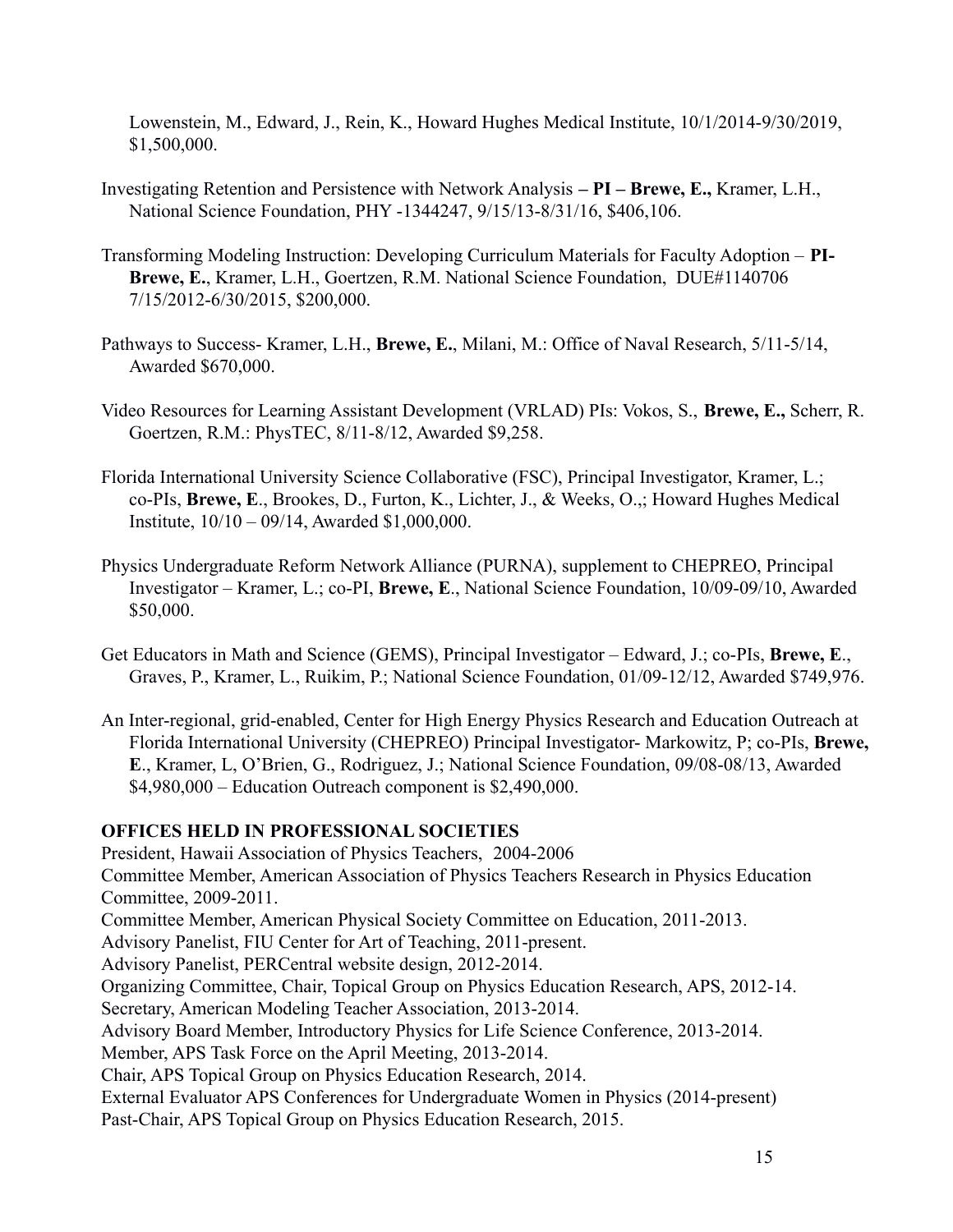Lowenstein, M., Edward, J., Rein, K., Howard Hughes Medical Institute, 10/1/2014-9/30/2019, $1,500,000.

Investigating Retention and Persistence with Network Analysis **– PI – Brewe, E.,** Kramer, L.H., National Science Foundation, PHY -1344247, 9/15/13-8/31/16, $406,106.

Transforming Modeling Instruction: Developing Curriculum Materials for Faculty Adoption – **PI- Brewe, E.**, Kramer, L.H., Goertzen, R.M. National Science Foundation, DUE#1140706 7/15/2012-6/30/2015, $200,000.

Pathways to Success- Kramer, L.H., **Brewe, E.**, Milani, M.: Office of Naval Research, 5/11-5/14, Awarded $670,000.

Video Resources for Learning Assistant Development (VRLAD) PIs: Vokos, S., **Brewe, E.,** Scherr, R. Goertzen, R.M.: PhysTEC, 8/11-8/12, Awarded $9,258.

Florida International University Science Collaborative (FSC), Principal Investigator, Kramer, L.; co-PIs, **Brewe, E**., Brookes, D., Furton, K., Lichter, J., & Weeks, O.,; Howard Hughes Medical Institute, 10/10 – 09/14, Awarded $1,000,000.

Physics Undergraduate Reform Network Alliance (PURNA), supplement to CHEPREO, Principal Investigator – Kramer, L.; co-PI, **Brewe, E**., National Science Foundation, 10/09-09/10, Awarded $50,000.

Get Educators in Math and Science (GEMS), Principal Investigator – Edward, J.; co-PIs, **Brewe, E**., Graves, P., Kramer, L., Ruikim, P.; National Science Foundation, 01/09-12/12, Awarded $749,976.

An Inter-regional, grid-enabled, Center for High Energy Physics Research and Education Outreach at Florida International University (CHEPREO) Principal Investigator- Markowitz, P; co-PIs, **Brewe, E**., Kramer, L, O'Brien, G., Rodriguez, J.; National Science Foundation, 09/08-08/13, Awarded $4,980,000 – Education Outreach component is $2,490,000.

## OFFICES HELD IN PROFESSIONAL SOCIETIES

President, Hawaii Association of Physics Teachers, 2004-2006
Committee Member, American Association of Physics Teachers Research in Physics Education Committee, 2009-2011.
Committee Member, American Physical Society Committee on Education, 2011-2013.
Advisory Panelist, FIU Center for Art of Teaching, 2011-present.
Advisory Panelist, PERCentral website design, 2012-2014.
Organizing Committee, Chair, Topical Group on Physics Education Research, APS, 2012-14.
Secretary, American Modeling Teacher Association, 2013-2014.
Advisory Board Member, Introductory Physics for Life Science Conference, 2013-2014.
Member, APS Task Force on the April Meeting, 2013-2014.
Chair, APS Topical Group on Physics Education Research, 2014.
External Evaluator APS Conferences for Undergraduate Women in Physics (2014-present)
Past-Chair, APS Topical Group on Physics Education Research, 2015.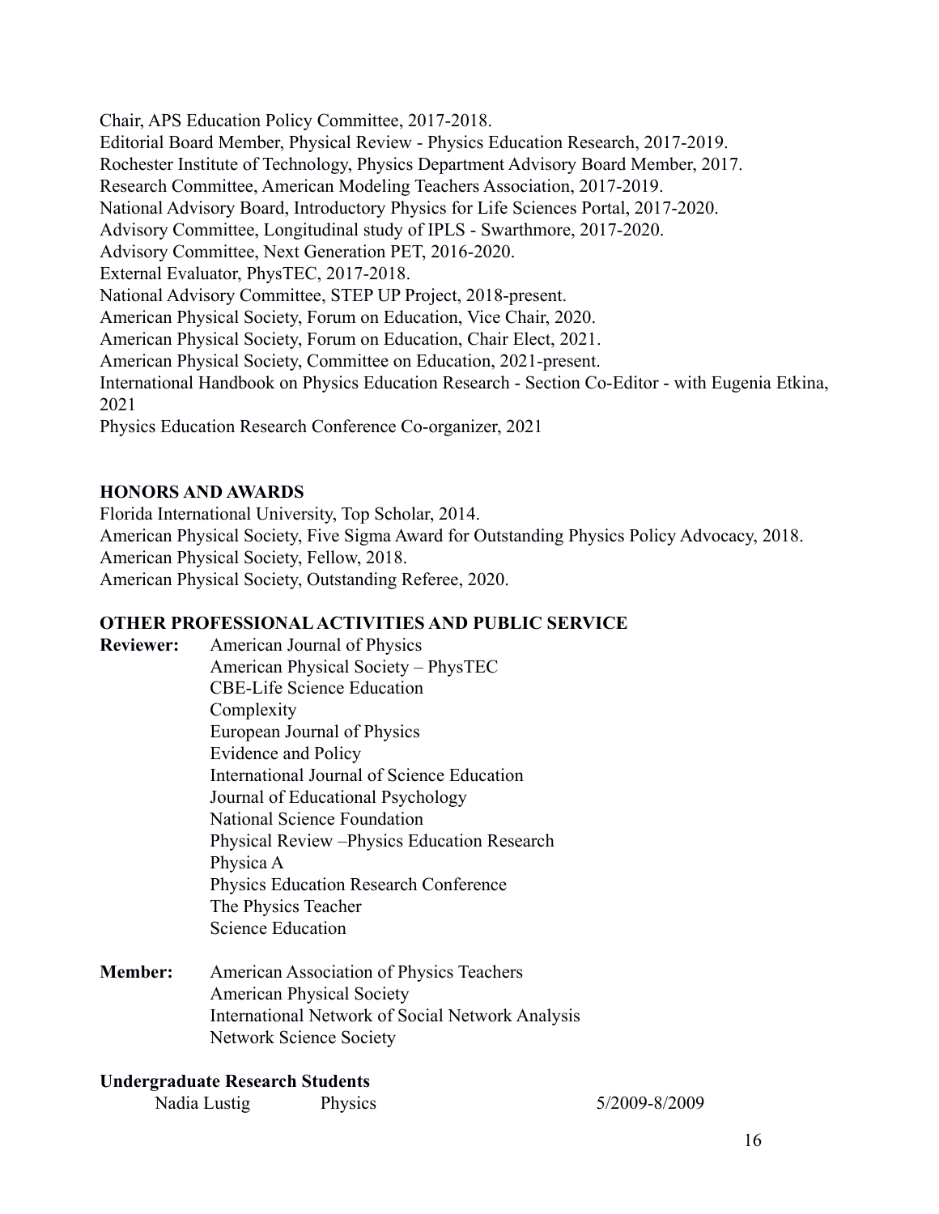Chair, APS Education Policy Committee, 2017-2018.
Editorial Board Member, Physical Review - Physics Education Research, 2017-2019.
Rochester Institute of Technology, Physics Department Advisory Board Member, 2017.
Research Committee, American Modeling Teachers Association, 2017-2019.
National Advisory Board, Introductory Physics for Life Sciences Portal, 2017-2020.
Advisory Committee, Longitudinal study of IPLS - Swarthmore, 2017-2020.
Advisory Committee, Next Generation PET, 2016-2020.
External Evaluator, PhysTEC, 2017-2018.
National Advisory Committee, STEP UP Project, 2018-present.
American Physical Society, Forum on Education, Vice Chair, 2020.
American Physical Society, Forum on Education, Chair Elect, 2021.
American Physical Society, Committee on Education, 2021-present.
International Handbook on Physics Education Research - Section Co-Editor - with Eugenia Etkina, 2021
Physics Education Research Conference Co-organizer, 2021

## HONORS AND AWARDS

Florida International University, Top Scholar, 2014.
American Physical Society, Five Sigma Award for Outstanding Physics Policy Advocacy, 2018.
American Physical Society, Fellow, 2018.
American Physical Society, Outstanding Referee, 2020.

## OTHER PROFESSIONAL ACTIVITIES AND PUBLIC SERVICE

**Reviewer:**
- American Journal of Physics
- American Physical Society – PhysTEC
- CBE-Life Science Education
- Complexity
- European Journal of Physics
- Evidence and Policy
- International Journal of Science Education
- Journal of Educational Psychology
- National Science Foundation
- Physical Review –Physics Education Research
- Physica A
- Physics Education Research Conference
- The Physics Teacher
- Science Education

**Member:**
- American Association of Physics Teachers
- American Physical Society
- International Network of Social Network Analysis
- Network Science Society

## Undergraduate Research Students

| | | |
|---|---|---|
| Nadia Lustig | Physics | 5/2009-8/2009 |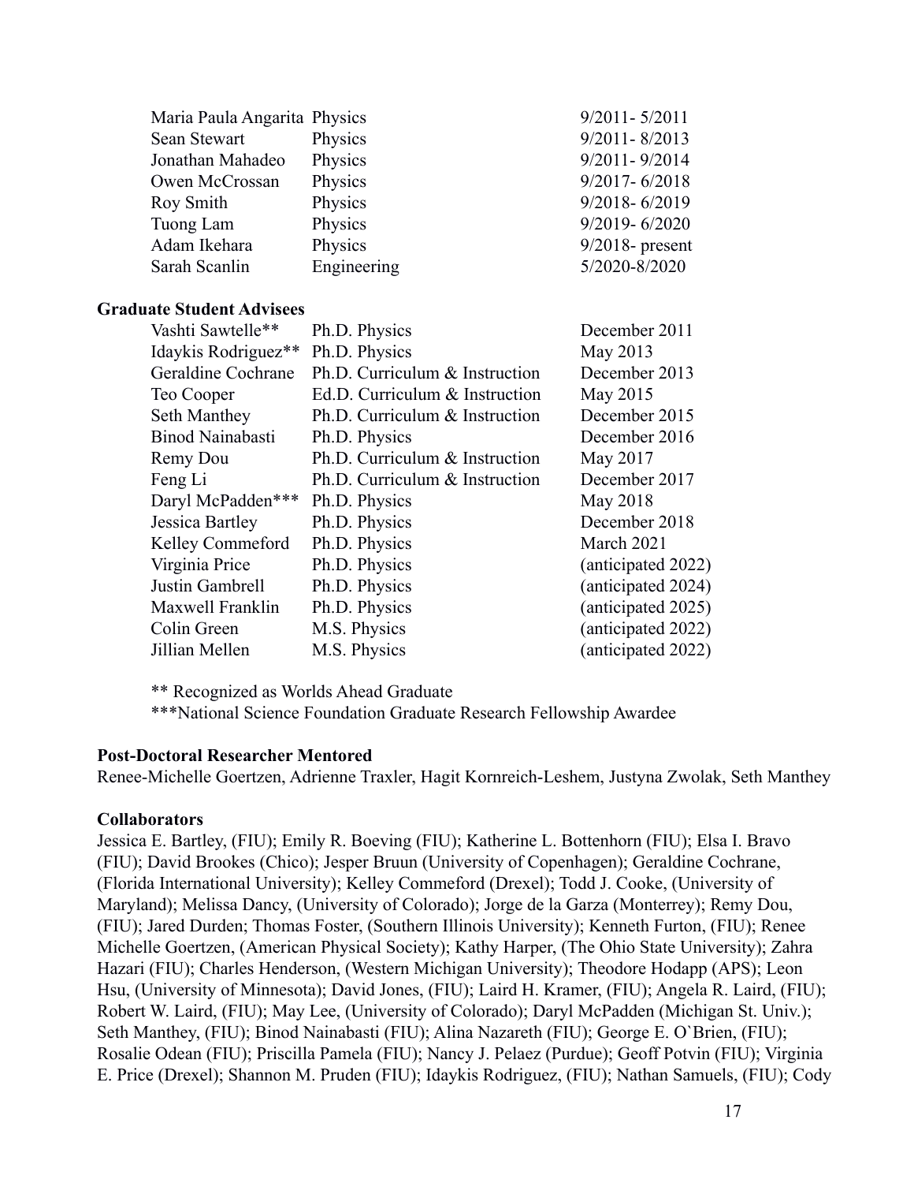| | | |
|---|---|---|
| Maria Paula Angarita | Physics | 9/2011- 5/2011 |
| Sean Stewart | Physics | 9/2011- 8/2013 |
| Jonathan Mahadeo | Physics | 9/2011- 9/2014 |
| Owen McCrossan | Physics | 9/2017- 6/2018 |
| Roy Smith | Physics | 9/2018- 6/2019 |
| Tuong Lam | Physics | 9/2019- 6/2020 |
| Adam Ikehara | Physics | 9/2018- present |
| Sarah Scanlin | Engineering | 5/2020-8/2020 |

**Graduate Student Advisees**

| | | |
|---|---|---|
| Vashti Sawtelle** | Ph.D. Physics | December 2011 |
| Idaykis Rodriguez** | Ph.D. Physics | May 2013 |
| Geraldine Cochrane | Ph.D. Curriculum & Instruction | December 2013 |
| Teo Cooper | Ed.D. Curriculum & Instruction | May 2015 |
| Seth Manthey | Ph.D. Curriculum & Instruction | December 2015 |
| Binod Nainabasti | Ph.D. Physics | December 2016 |
| Remy Dou | Ph.D. Curriculum & Instruction | May 2017 |
| Feng Li | Ph.D. Curriculum & Instruction | December 2017 |
| Daryl McPadden*** | Ph.D. Physics | May 2018 |
| Jessica Bartley | Ph.D. Physics | December 2018 |
| Kelley Commeford | Ph.D. Physics | March 2021 |
| Virginia Price | Ph.D. Physics | (anticipated 2022) |
| Justin Gambrell | Ph.D. Physics | (anticipated 2024) |
| Maxwell Franklin | Ph.D. Physics | (anticipated 2025) |
| Colin Green | M.S. Physics | (anticipated 2022) |
| Jillian Mellen | M.S. Physics | (anticipated 2022) |

** Recognized as Worlds Ahead Graduate
***National Science Foundation Graduate Research Fellowship Awardee

**Post-Doctoral Researcher Mentored**

Renee-Michelle Goertzen, Adrienne Traxler, Hagit Kornreich-Leshem, Justyna Zwolak, Seth Manthey

**Collaborators**

Jessica E. Bartley, (FIU); Emily R. Boeving (FIU); Katherine L. Bottenhorn (FIU); Elsa I. Bravo (FIU); David Brookes (Chico); Jesper Bruun (University of Copenhagen); Geraldine Cochrane, (Florida International University); Kelley Commeford (Drexel); Todd J. Cooke, (University of Maryland); Melissa Dancy, (University of Colorado); Jorge de la Garza (Monterrey); Remy Dou, (FIU); Jared Durden; Thomas Foster, (Southern Illinois University); Kenneth Furton, (FIU); Renee Michelle Goertzen, (American Physical Society); Kathy Harper, (The Ohio State University); Zahra Hazari (FIU); Charles Henderson, (Western Michigan University); Theodore Hodapp (APS); Leon Hsu, (University of Minnesota); David Jones, (FIU); Laird H. Kramer, (FIU); Angela R. Laird, (FIU); Robert W. Laird, (FIU); May Lee, (University of Colorado); Daryl McPadden (Michigan St. Univ.); Seth Manthey, (FIU); Binod Nainabasti (FIU); Alina Nazareth (FIU); George E. O`Brien, (FIU); Rosalie Odean (FIU); Priscilla Pamela (FIU); Nancy J. Pelaez (Purdue); Geoff Potvin (FIU); Virginia E. Price (Drexel); Shannon M. Pruden (FIU); Idaykis Rodriguez, (FIU); Nathan Samuels, (FIU); Cody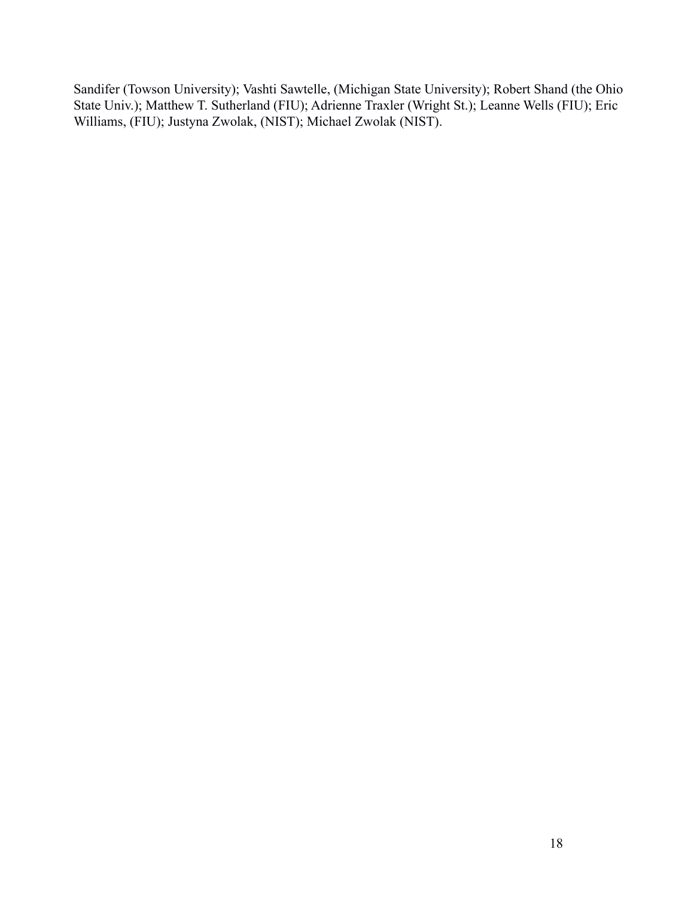Sandifer (Towson University); Vashti Sawtelle, (Michigan State University); Robert Shand (the Ohio State Univ.); Matthew T. Sutherland (FIU); Adrienne Traxler (Wright St.); Leanne Wells (FIU); Eric Williams, (FIU); Justyna Zwolak, (NIST); Michael Zwolak (NIST).